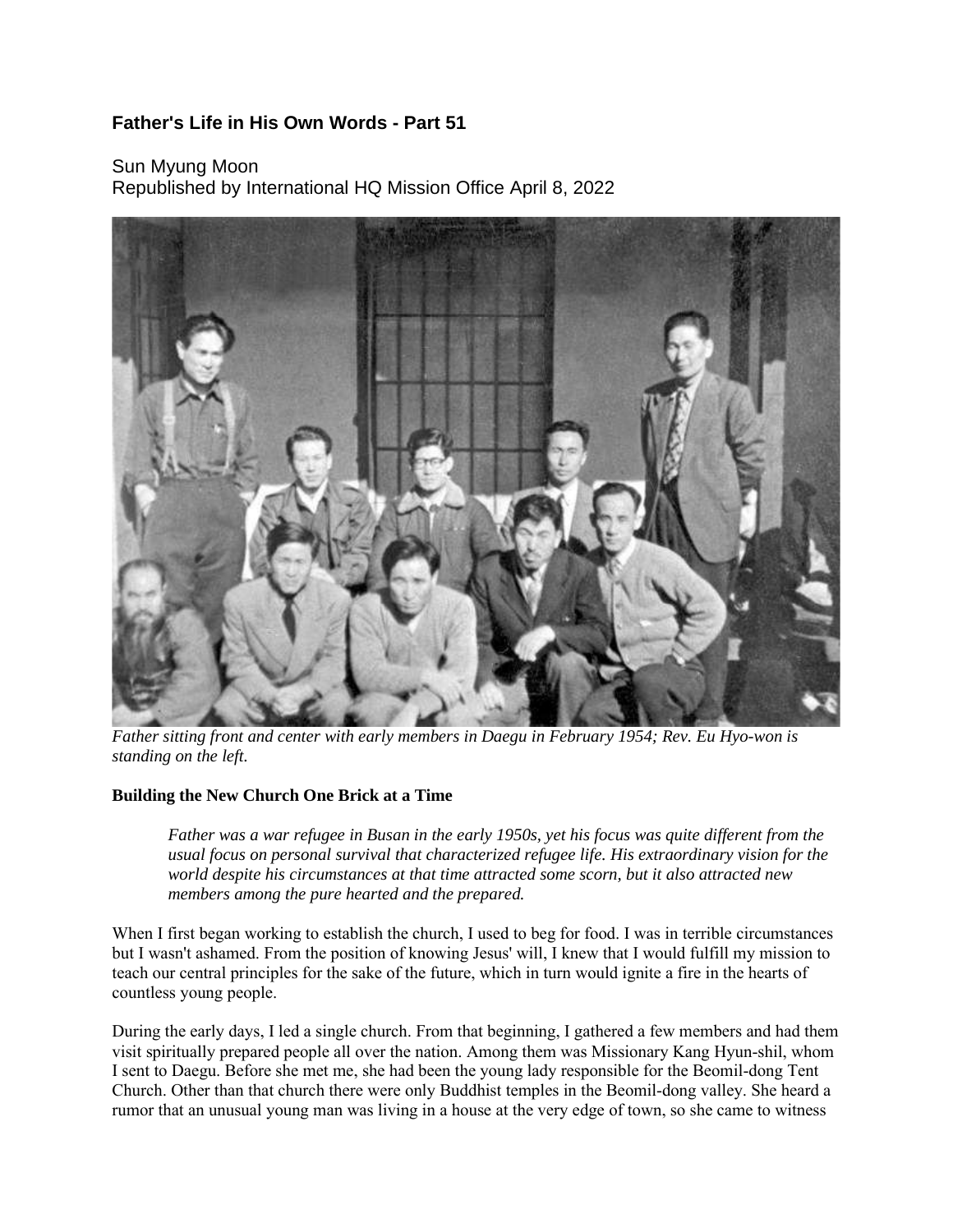## Father's Life in His Own Words - Part 51

Sun Myung Moon
Republished by International HQ Mission Office April 8, 2022

*Father sitting front and center with early members in Daegu in February 1954; Rev. Eu Hyo-won is standing on the left.*

**Building the New Church One Brick at a Time**

> *Father was a war refugee in Busan in the early 1950s, yet his focus was quite different from the usual focus on personal survival that characterized refugee life. His extraordinary vision for the world despite his circumstances at that time attracted some scorn, but it also attracted new members among the pure hearted and the prepared.*

When I first began working to establish the church, I used to beg for food. I was in terrible circumstances but I wasn't ashamed. From the position of knowing Jesus' will, I knew that I would fulfill my mission to teach our central principles for the sake of the future, which in turn would ignite a fire in the hearts of countless young people.

During the early days, I led a single church. From that beginning, I gathered a few members and had them visit spiritually prepared people all over the nation. Among them was Missionary Kang Hyun-shil, whom I sent to Daegu. Before she met me, she had been the young lady responsible for the Beomil-dong Tent Church. Other than that church there were only Buddhist temples in the Beomil-dong valley. She heard a rumor that an unusual young man was living in a house at the very edge of town, so she came to witness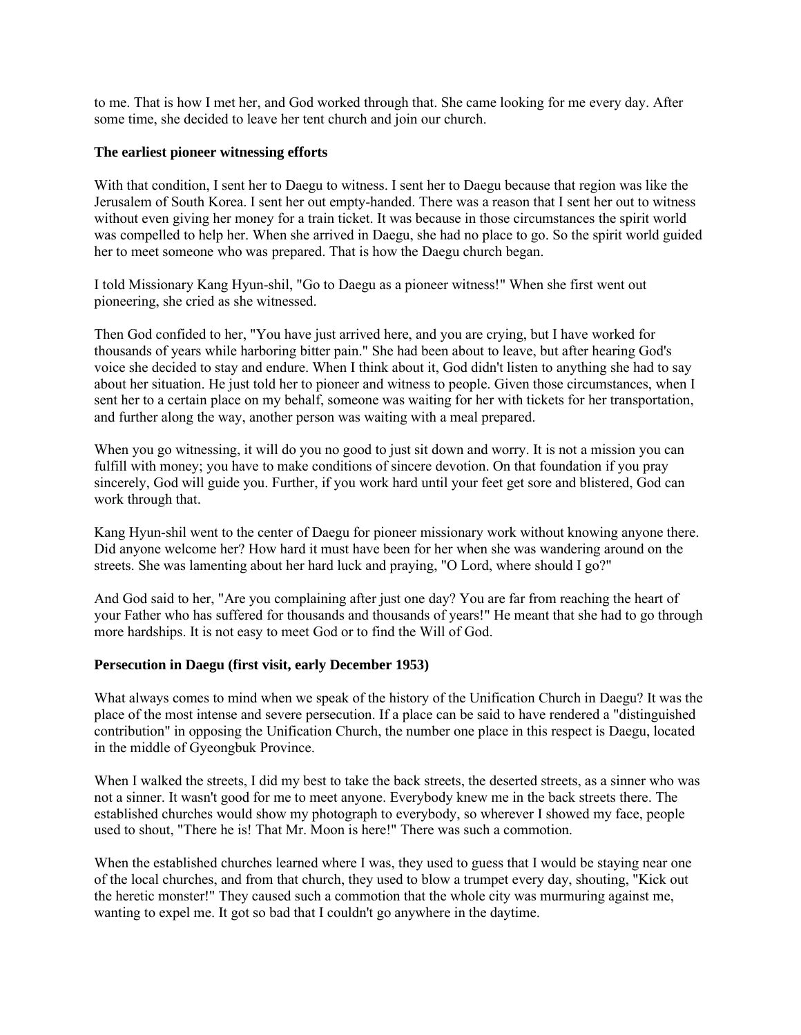to me. That is how I met her, and God worked through that. She came looking for me every day. After some time, she decided to leave her tent church and join our church.

**The earliest pioneer witnessing efforts**

With that condition, I sent her to Daegu to witness. I sent her to Daegu because that region was like the Jerusalem of South Korea. I sent her out empty-handed. There was a reason that I sent her out to witness without even giving her money for a train ticket. It was because in those circumstances the spirit world was compelled to help her. When she arrived in Daegu, she had no place to go. So the spirit world guided her to meet someone who was prepared. That is how the Daegu church began.

I told Missionary Kang Hyun-shil, "Go to Daegu as a pioneer witness!" When she first went out pioneering, she cried as she witnessed.

Then God confided to her, "You have just arrived here, and you are crying, but I have worked for thousands of years while harboring bitter pain." She had been about to leave, but after hearing God's voice she decided to stay and endure. When I think about it, God didn't listen to anything she had to say about her situation. He just told her to pioneer and witness to people. Given those circumstances, when I sent her to a certain place on my behalf, someone was waiting for her with tickets for her transportation, and further along the way, another person was waiting with a meal prepared.

When you go witnessing, it will do you no good to just sit down and worry. It is not a mission you can fulfill with money; you have to make conditions of sincere devotion. On that foundation if you pray sincerely, God will guide you. Further, if you work hard until your feet get sore and blistered, God can work through that.

Kang Hyun-shil went to the center of Daegu for pioneer missionary work without knowing anyone there. Did anyone welcome her? How hard it must have been for her when she was wandering around on the streets. She was lamenting about her hard luck and praying, "O Lord, where should I go?"

And God said to her, "Are you complaining after just one day? You are far from reaching the heart of your Father who has suffered for thousands and thousands of years!" He meant that she had to go through more hardships. It is not easy to meet God or to find the Will of God.

**Persecution in Daegu (first visit, early December 1953)**

What always comes to mind when we speak of the history of the Unification Church in Daegu? It was the place of the most intense and severe persecution. If a place can be said to have rendered a "distinguished contribution" in opposing the Unification Church, the number one place in this respect is Daegu, located in the middle of Gyeongbuk Province.

When I walked the streets, I did my best to take the back streets, the deserted streets, as a sinner who was not a sinner. It wasn't good for me to meet anyone. Everybody knew me in the back streets there. The established churches would show my photograph to everybody, so wherever I showed my face, people used to shout, "There he is! That Mr. Moon is here!" There was such a commotion.

When the established churches learned where I was, they used to guess that I would be staying near one of the local churches, and from that church, they used to blow a trumpet every day, shouting, "Kick out the heretic monster!" They caused such a commotion that the whole city was murmuring against me, wanting to expel me. It got so bad that I couldn't go anywhere in the daytime.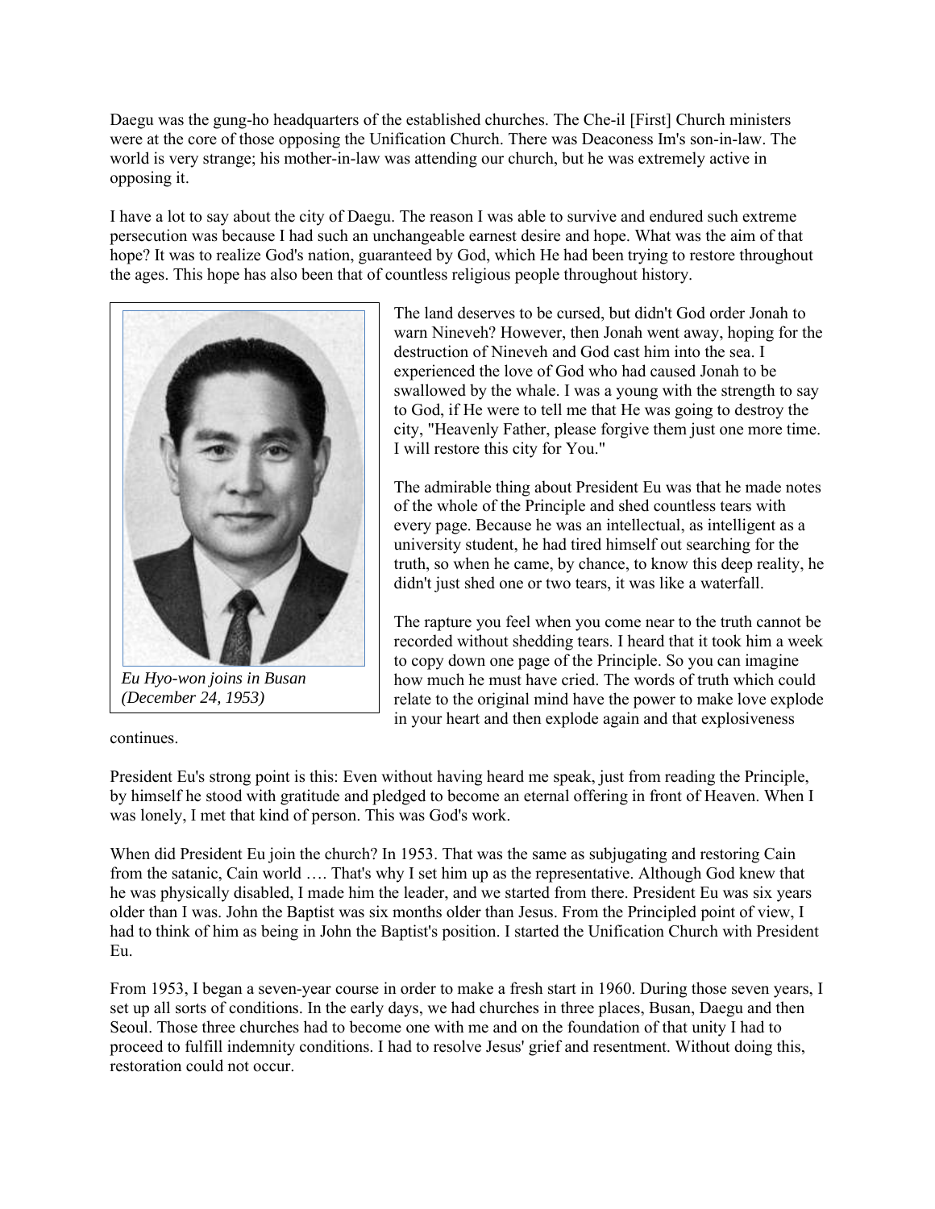Daegu was the gung-ho headquarters of the established churches. The Che-il [First] Church ministers were at the core of those opposing the Unification Church. There was Deaconess Im's son-in-law. The world is very strange; his mother-in-law was attending our church, but he was extremely active in opposing it.

I have a lot to say about the city of Daegu. The reason I was able to survive and endured such extreme persecution was because I had such an unchangeable earnest desire and hope. What was the aim of that hope? It was to realize God's nation, guaranteed by God, which He had been trying to restore throughout the ages. This hope has also been that of countless religious people throughout history.

*Eu Hyo-won joins in Busan (December 24, 1953)*

The land deserves to be cursed, but didn't God order Jonah to warn Nineveh? However, then Jonah went away, hoping for the destruction of Nineveh and God cast him into the sea. I experienced the love of God who had caused Jonah to be swallowed by the whale. I was a young with the strength to say to God, if He were to tell me that He was going to destroy the city, "Heavenly Father, please forgive them just one more time. I will restore this city for You."

The admirable thing about President Eu was that he made notes of the whole of the Principle and shed countless tears with every page. Because he was an intellectual, as intelligent as a university student, he had tired himself out searching for the truth, so when he came, by chance, to know this deep reality, he didn't just shed one or two tears, it was like a waterfall.

The rapture you feel when you come near to the truth cannot be recorded without shedding tears. I heard that it took him a week to copy down one page of the Principle. So you can imagine how much he must have cried. The words of truth which could relate to the original mind have the power to make love explode in your heart and then explode again and that explosiveness continues.

President Eu's strong point is this: Even without having heard me speak, just from reading the Principle, by himself he stood with gratitude and pledged to become an eternal offering in front of Heaven. When I was lonely, I met that kind of person. This was God's work.

When did President Eu join the church? In 1953. That was the same as subjugating and restoring Cain from the satanic, Cain world …. That's why I set him up as the representative. Although God knew that he was physically disabled, I made him the leader, and we started from there. President Eu was six years older than I was. John the Baptist was six months older than Jesus. From the Principled point of view, I had to think of him as being in John the Baptist's position. I started the Unification Church with President Eu.

From 1953, I began a seven-year course in order to make a fresh start in 1960. During those seven years, I set up all sorts of conditions. In the early days, we had churches in three places, Busan, Daegu and then Seoul. Those three churches had to become one with me and on the foundation of that unity I had to proceed to fulfill indemnity conditions. I had to resolve Jesus' grief and resentment. Without doing this, restoration could not occur.